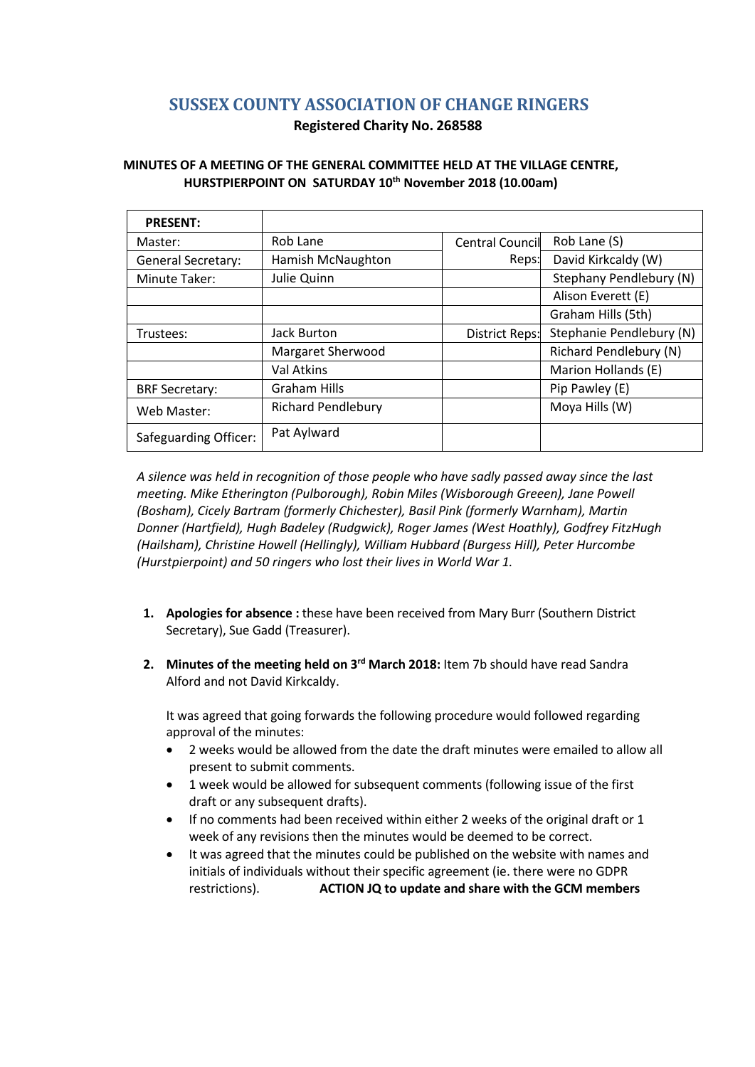# SUSSEX COUNTY ASSOCIATION OF CHANGE RINGERS

**Registered Charity No. 268588**

**MINUTES OF A MEETING OF THE GENERAL COMMITTEE HELD AT THE VILLAGE CENTRE, HURSTPIERPOINT ON SATURDAY 10th November 2018 (10.00am)**

| **PRESENT:** | | | |
|---|---|---|---|
| Master: | Rob Lane | Central Council Reps: | Rob Lane (S) |
| General Secretary: | Hamish McNaughton | | David Kirkcaldy (W) |
| Minute Taker: | Julie Quinn | | Stephany Pendlebury (N) |
| | | | Alison Everett (E) |
| | | | Graham Hills (5th) |
| Trustees: | Jack Burton | District Reps: | Stephanie Pendlebury (N) |
| | Margaret Sherwood | | Richard Pendlebury (N) |
| | Val Atkins | | Marion Hollands (E) |
| BRF Secretary: | Graham Hills | | Pip Pawley (E) |
| Web Master: | Richard Pendlebury | | Moya Hills (W) |
| Safeguarding Officer: | Pat Aylward | | |

*A silence was held in recognition of those people who have sadly passed away since the last meeting. Mike Etherington (Pulborough), Robin Miles (Wisborough Greeen), Jane Powell (Bosham), Cicely Bartram (formerly Chichester), Basil Pink (formerly Warnham), Martin Donner (Hartfield), Hugh Badeley (Rudgwick), Roger James (West Hoathly), Godfrey FitzHugh (Hailsham), Christine Howell (Hellingly), William Hubbard (Burgess Hill), Peter Hurcombe (Hurstpierpoint) and 50 ringers who lost their lives in World War 1.*

1. **Apologies for absence :** these have been received from Mary Burr (Southern District Secretary), Sue Gadd (Treasurer).

2. **Minutes of the meeting held on 3rd March 2018:** Item 7b should have read Sandra Alford and not David Kirkcaldy.

   It was agreed that going forwards the following procedure would followed regarding approval of the minutes:

   - 2 weeks would be allowed from the date the draft minutes were emailed to allow all present to submit comments.
   - 1 week would be allowed for subsequent comments (following issue of the first draft or any subsequent drafts).
   - If no comments had been received within either 2 weeks of the original draft or 1 week of any revisions then the minutes would be deemed to be correct.
   - It was agreed that the minutes could be published on the website with names and initials of individuals without their specific agreement (ie. there were no GDPR restrictions). **ACTION JQ to update and share with the GCM members**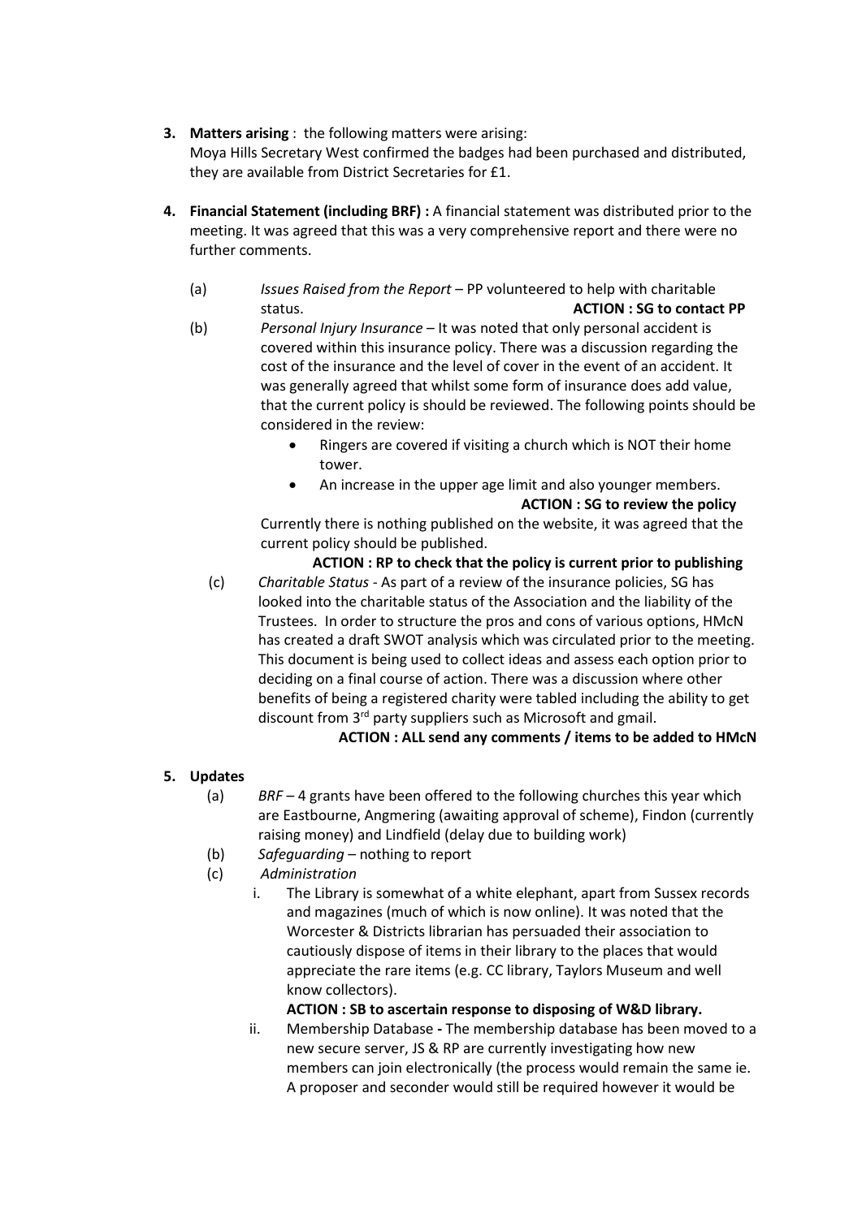3. **Matters arising** : the following matters were arising:
   Moya Hills Secretary West confirmed the badges had been purchased and distributed, they are available from District Secretaries for £1.

4. **Financial Statement (including BRF) :** A financial statement was distributed prior to the meeting. It was agreed that this was a very comprehensive report and there were no further comments.

   (a) *Issues Raised from the Report* – PP volunteered to help with charitable status. **ACTION : SG to contact PP**

   (b) *Personal Injury Insurance* – It was noted that only personal accident is covered within this insurance policy. There was a discussion regarding the cost of the insurance and the level of cover in the event of an accident. It was generally agreed that whilst some form of insurance does add value, that the current policy is should be reviewed. The following points should be considered in the review:

   - Ringers are covered if visiting a church which is NOT their home tower.
   - An increase in the upper age limit and also younger members.

   **ACTION : SG to review the policy**

   Currently there is nothing published on the website, it was agreed that the current policy should be published.

   **ACTION : RP to check that the policy is current prior to publishing**

   (c) *Charitable Status* - As part of a review of the insurance policies, SG has looked into the charitable status of the Association and the liability of the Trustees. In order to structure the pros and cons of various options, HMcN has created a draft SWOT analysis which was circulated prior to the meeting. This document is being used to collect ideas and assess each option prior to deciding on a final course of action. There was a discussion where other benefits of being a registered charity were tabled including the ability to get discount from 3rd party suppliers such as Microsoft and gmail.

   **ACTION : ALL send any comments / items to be added to HMcN**

5. **Updates**

   (a) *BRF* – 4 grants have been offered to the following churches this year which are Eastbourne, Angmering (awaiting approval of scheme), Findon (currently raising money) and Lindfield (delay due to building work)

   (b) *Safeguarding* – nothing to report

   (c) *Administration*

   i. The Library is somewhat of a white elephant, apart from Sussex records and magazines (much of which is now online). It was noted that the Worcester & Districts librarian has persuaded their association to cautiously dispose of items in their library to the places that would appreciate the rare items (e.g. CC library, Taylors Museum and well know collectors).

   **ACTION : SB to ascertain response to disposing of W&D library.**

   ii. Membership Database **-** The membership database has been moved to a new secure server, JS & RP are currently investigating how new members can join electronically (the process would remain the same ie. A proposer and seconder would still be required however it would be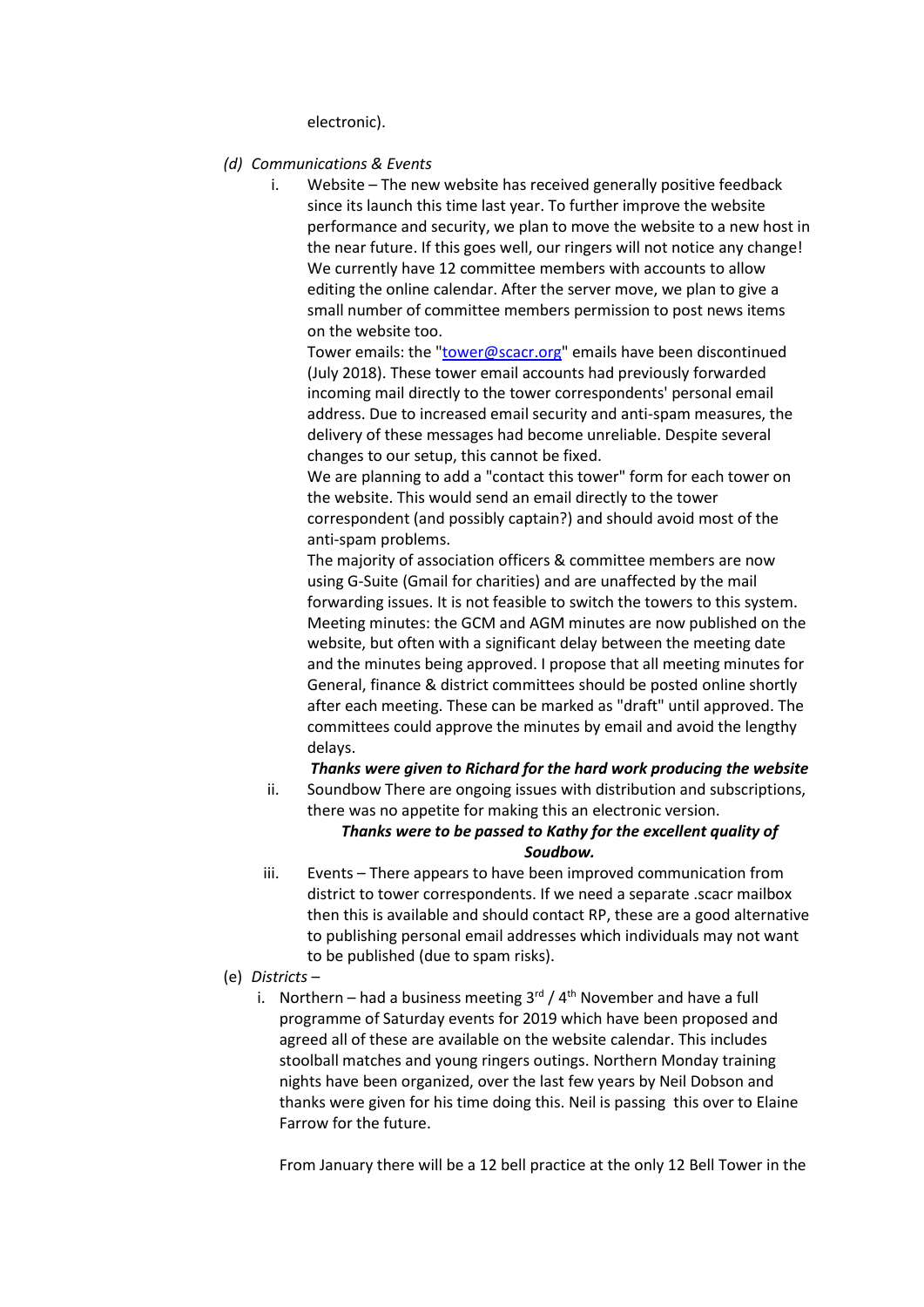electronic).

*(d) Communications & Events*

i. Website – The new website has received generally positive feedback since its launch this time last year. To further improve the website performance and security, we plan to move the website to a new host in the near future. If this goes well, our ringers will not notice any change! We currently have 12 committee members with accounts to allow editing the online calendar. After the server move, we plan to give a small number of committee members permission to post news items on the website too.

   Tower emails: the "tower@scacr.org" emails have been discontinued (July 2018). These tower email accounts had previously forwarded incoming mail directly to the tower correspondents' personal email address. Due to increased email security and anti-spam measures, the delivery of these messages had become unreliable. Despite several changes to our setup, this cannot be fixed.

   We are planning to add a "contact this tower" form for each tower on the website. This would send an email directly to the tower correspondent (and possibly captain?) and should avoid most of the anti-spam problems.

   The majority of association officers & committee members are now using G-Suite (Gmail for charities) and are unaffected by the mail forwarding issues. It is not feasible to switch the towers to this system.

   Meeting minutes: the GCM and AGM minutes are now published on the website, but often with a significant delay between the meeting date and the minutes being approved. I propose that all meeting minutes for General, finance & district committees should be posted online shortly after each meeting. These can be marked as "draft" until approved. The committees could approve the minutes by email and avoid the lengthy delays.

   ***Thanks were given to Richard for the hard work producing the website***

ii. Soundbow There are ongoing issues with distribution and subscriptions, there was no appetite for making this an electronic version.

   ***Thanks were to be passed to Kathy for the excellent quality of Soudbow.***

iii. Events – There appears to have been improved communication from district to tower correspondents. If we need a separate .scacr mailbox then this is available and should contact RP, these are a good alternative to publishing personal email addresses which individuals may not want to be published (due to spam risks).

(e) *Districts –*

i. Northern – had a business meeting 3rd / 4th November and have a full programme of Saturday events for 2019 which have been proposed and agreed all of these are available on the website calendar. This includes stoolball matches and young ringers outings. Northern Monday training nights have been organized, over the last few years by Neil Dobson and thanks were given for his time doing this. Neil is passing this over to Elaine Farrow for the future.

   From January there will be a 12 bell practice at the only 12 Bell Tower in the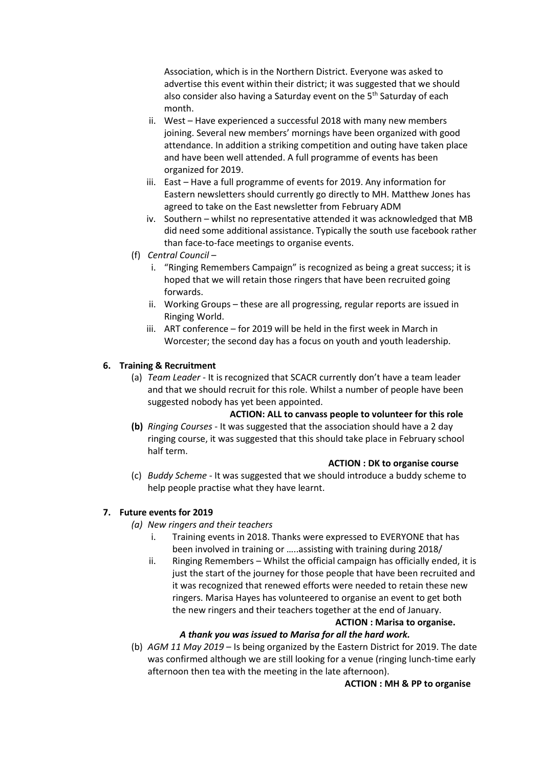Association, which is in the Northern District. Everyone was asked to advertise this event within their district; it was suggested that we should also consider also having a Saturday event on the 5th Saturday of each month.

   ii. West – Have experienced a successful 2018 with many new members joining. Several new members' mornings have been organized with good attendance. In addition a striking competition and outing have taken place and have been well attended. A full programme of events has been organized for 2019.
   iii. East – Have a full programme of events for 2019. Any information for Eastern newsletters should currently go directly to MH. Matthew Jones has agreed to take on the East newsletter from February ADM
   iv. Southern – whilst no representative attended it was acknowledged that MB did need some additional assistance. Typically the south use facebook rather than face-to-face meetings to organise events.

(f) *Central Council* –
   i. "Ringing Remembers Campaign" is recognized as being a great success; it is hoped that we will retain those ringers that have been recruited going forwards.
   ii. Working Groups – these are all progressing, regular reports are issued in Ringing World.
   iii. ART conference – for 2019 will be held in the first week in March in Worcester; the second day has a focus on youth and youth leadership.

### 6. Training & Recruitment

(a) *Team Leader* - It is recognized that SCACR currently don't have a team leader and that we should recruit for this role. Whilst a number of people have been suggested nobody has yet been appointed.

**ACTION: ALL to canvass people to volunteer for this role**

**(b)** *Ringing Courses* - It was suggested that the association should have a 2 day ringing course, it was suggested that this should take place in February school half term.

**ACTION : DK to organise course**

(c) *Buddy Scheme* - It was suggested that we should introduce a buddy scheme to help people practise what they have learnt.

### 7. Future events for 2019

*(a) New ringers and their teachers*
   i. Training events in 2018. Thanks were expressed to EVERYONE that has been involved in training or …..assisting with training during 2018/
   ii. Ringing Remembers – Whilst the official campaign has officially ended, it is just the start of the journey for those people that have been recruited and it was recognized that renewed efforts were needed to retain these new ringers. Marisa Hayes has volunteered to organise an event to get both the new ringers and their teachers together at the end of January.

**ACTION : Marisa to organise.**

***A thank you was issued to Marisa for all the hard work.***

(b) *AGM 11 May 2019* – Is being organized by the Eastern District for 2019. The date was confirmed although we are still looking for a venue (ringing lunch-time early afternoon then tea with the meeting in the late afternoon).

**ACTION : MH & PP to organise**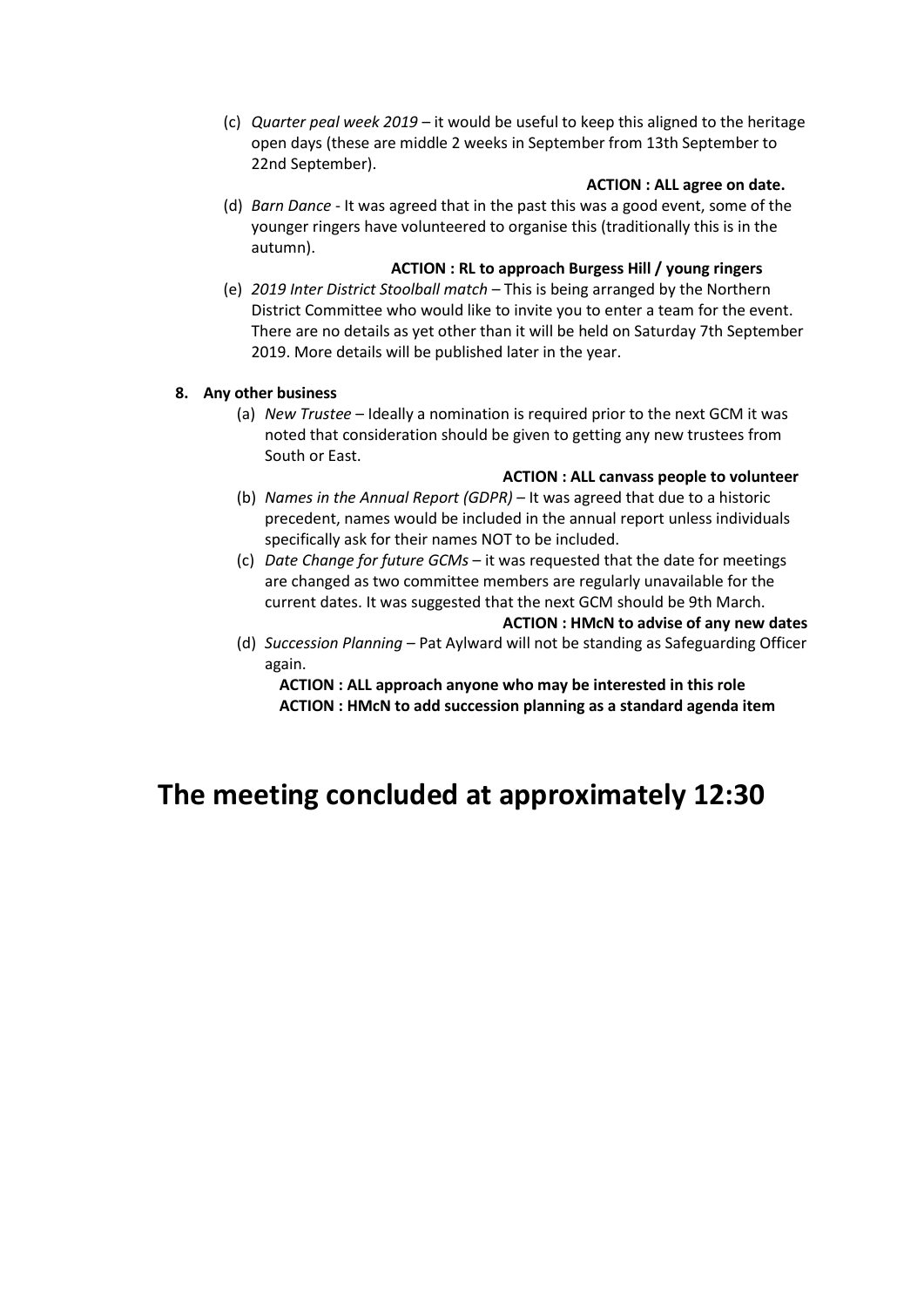(c) *Quarter peal week 2019* – it would be useful to keep this aligned to the heritage open days (these are middle 2 weeks in September from 13th September to 22nd September).

**ACTION : ALL agree on date.**

(d) *Barn Dance* - It was agreed that in the past this was a good event, some of the younger ringers have volunteered to organise this (traditionally this is in the autumn).

**ACTION : RL to approach Burgess Hill / young ringers**

(e) *2019 Inter District Stoolball match* – This is being arranged by the Northern District Committee who would like to invite you to enter a team for the event. There are no details as yet other than it will be held on Saturday 7th September 2019. More details will be published later in the year.

**8. Any other business**

(a) *New Trustee* – Ideally a nomination is required prior to the next GCM it was noted that consideration should be given to getting any new trustees from South or East.

**ACTION : ALL canvass people to volunteer**

(b) *Names in the Annual Report (GDPR)* – It was agreed that due to a historic precedent, names would be included in the annual report unless individuals specifically ask for their names NOT to be included.

(c) *Date Change for future GCMs* – it was requested that the date for meetings are changed as two committee members are regularly unavailable for the current dates. It was suggested that the next GCM should be 9th March.

**ACTION : HMcN to advise of any new dates**

(d) *Succession Planning* – Pat Aylward will not be standing as Safeguarding Officer again.

**ACTION : ALL approach anyone who may be interested in this role**
**ACTION : HMcN to add succession planning as a standard agenda item**

# The meeting concluded at approximately 12:30